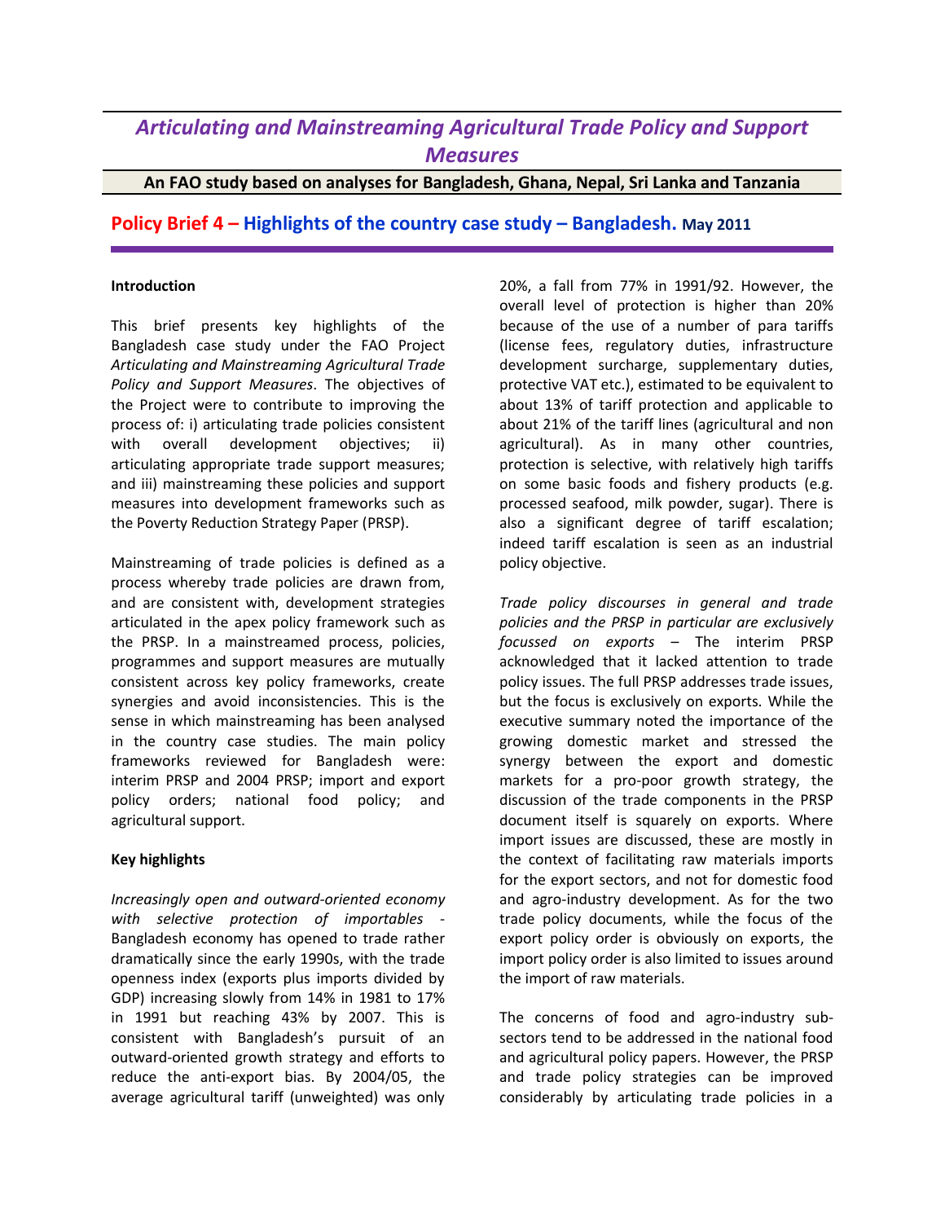# *Articulating and Mainstreaming Agricultural Trade Policy and Support Measures*

**An FAO study based on analyses for Bangladesh, Ghana, Nepal, Sri Lanka and Tanzania**

## Policy Brief 4 – Highlights of the country case study – Bangladesh. May 2011

**Introduction**

This brief presents key highlights of the Bangladesh case study under the FAO Project *Articulating and Mainstreaming Agricultural Trade Policy and Support Measures*. The objectives of the Project were to contribute to improving the process of: i) articulating trade policies consistent with overall development objectives; ii) articulating appropriate trade support measures; and iii) mainstreaming these policies and support measures into development frameworks such as the Poverty Reduction Strategy Paper (PRSP).

Mainstreaming of trade policies is defined as a process whereby trade policies are drawn from, and are consistent with, development strategies articulated in the apex policy framework such as the PRSP. In a mainstreamed process, policies, programmes and support measures are mutually consistent across key policy frameworks, create synergies and avoid inconsistencies. This is the sense in which mainstreaming has been analysed in the country case studies. The main policy frameworks reviewed for Bangladesh were: interim PRSP and 2004 PRSP; import and export policy orders; national food policy; and agricultural support.

**Key highlights**

*Increasingly open and outward-oriented economy with selective protection of importables* - Bangladesh economy has opened to trade rather dramatically since the early 1990s, with the trade openness index (exports plus imports divided by GDP) increasing slowly from 14% in 1981 to 17% in 1991 but reaching 43% by 2007. This is consistent with Bangladesh's pursuit of an outward-oriented growth strategy and efforts to reduce the anti-export bias. By 2004/05, the average agricultural tariff (unweighted) was only 20%, a fall from 77% in 1991/92. However, the overall level of protection is higher than 20% because of the use of a number of para tariffs (license fees, regulatory duties, infrastructure development surcharge, supplementary duties, protective VAT etc.), estimated to be equivalent to about 13% of tariff protection and applicable to about 21% of the tariff lines (agricultural and non agricultural). As in many other countries, protection is selective, with relatively high tariffs on some basic foods and fishery products (e.g. processed seafood, milk powder, sugar). There is also a significant degree of tariff escalation; indeed tariff escalation is seen as an industrial policy objective.

*Trade policy discourses in general and trade policies and the PRSP in particular are exclusively focussed on exports* – The interim PRSP acknowledged that it lacked attention to trade policy issues. The full PRSP addresses trade issues, but the focus is exclusively on exports. While the executive summary noted the importance of the growing domestic market and stressed the synergy between the export and domestic markets for a pro-poor growth strategy, the discussion of the trade components in the PRSP document itself is squarely on exports. Where import issues are discussed, these are mostly in the context of facilitating raw materials imports for the export sectors, and not for domestic food and agro-industry development. As for the two trade policy documents, while the focus of the export policy order is obviously on exports, the import policy order is also limited to issues around the import of raw materials.

The concerns of food and agro-industry sub-sectors tend to be addressed in the national food and agricultural policy papers. However, the PRSP and trade policy strategies can be improved considerably by articulating trade policies in a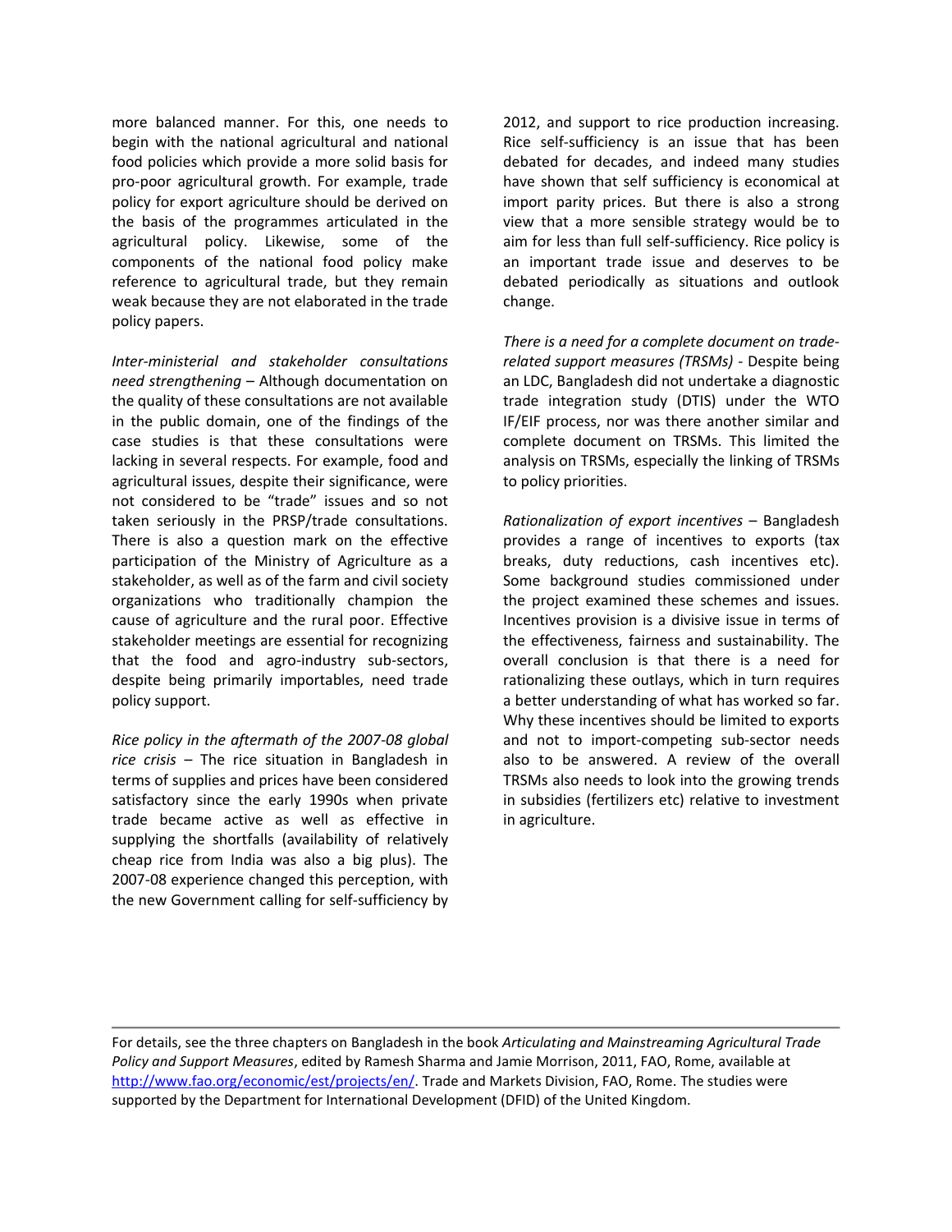more balanced manner. For this, one needs to begin with the national agricultural and national food policies which provide a more solid basis for pro-poor agricultural growth. For example, trade policy for export agriculture should be derived on the basis of the programmes articulated in the agricultural policy. Likewise, some of the components of the national food policy make reference to agricultural trade, but they remain weak because they are not elaborated in the trade policy papers.

*Inter-ministerial and stakeholder consultations need strengthening* – Although documentation on the quality of these consultations are not available in the public domain, one of the findings of the case studies is that these consultations were lacking in several respects. For example, food and agricultural issues, despite their significance, were not considered to be "trade" issues and so not taken seriously in the PRSP/trade consultations. There is also a question mark on the effective participation of the Ministry of Agriculture as a stakeholder, as well as of the farm and civil society organizations who traditionally champion the cause of agriculture and the rural poor. Effective stakeholder meetings are essential for recognizing that the food and agro-industry sub-sectors, despite being primarily importables, need trade policy support.

*Rice policy in the aftermath of the 2007-08 global rice crisis* – The rice situation in Bangladesh in terms of supplies and prices have been considered satisfactory since the early 1990s when private trade became active as well as effective in supplying the shortfalls (availability of relatively cheap rice from India was also a big plus). The 2007-08 experience changed this perception, with the new Government calling for self-sufficiency by 2012, and support to rice production increasing. Rice self-sufficiency is an issue that has been debated for decades, and indeed many studies have shown that self sufficiency is economical at import parity prices. But there is also a strong view that a more sensible strategy would be to aim for less than full self-sufficiency. Rice policy is an important trade issue and deserves to be debated periodically as situations and outlook change.

*There is a need for a complete document on trade-related support measures (TRSMs)* - Despite being an LDC, Bangladesh did not undertake a diagnostic trade integration study (DTIS) under the WTO IF/EIF process, nor was there another similar and complete document on TRSMs. This limited the analysis on TRSMs, especially the linking of TRSMs to policy priorities.

*Rationalization of export incentives* – Bangladesh provides a range of incentives to exports (tax breaks, duty reductions, cash incentives etc). Some background studies commissioned under the project examined these schemes and issues. Incentives provision is a divisive issue in terms of the effectiveness, fairness and sustainability. The overall conclusion is that there is a need for rationalizing these outlays, which in turn requires a better understanding of what has worked so far. Why these incentives should be limited to exports and not to import-competing sub-sector needs also to be answered. A review of the overall TRSMs also needs to look into the growing trends in subsidies (fertilizers etc) relative to investment in agriculture.

---

For details, see the three chapters on Bangladesh in the book *Articulating and Mainstreaming Agricultural Trade Policy and Support Measures*, edited by Ramesh Sharma and Jamie Morrison, 2011, FAO, Rome, available at http://www.fao.org/economic/est/projects/en/. Trade and Markets Division, FAO, Rome. The studies were supported by the Department for International Development (DFID) of the United Kingdom.